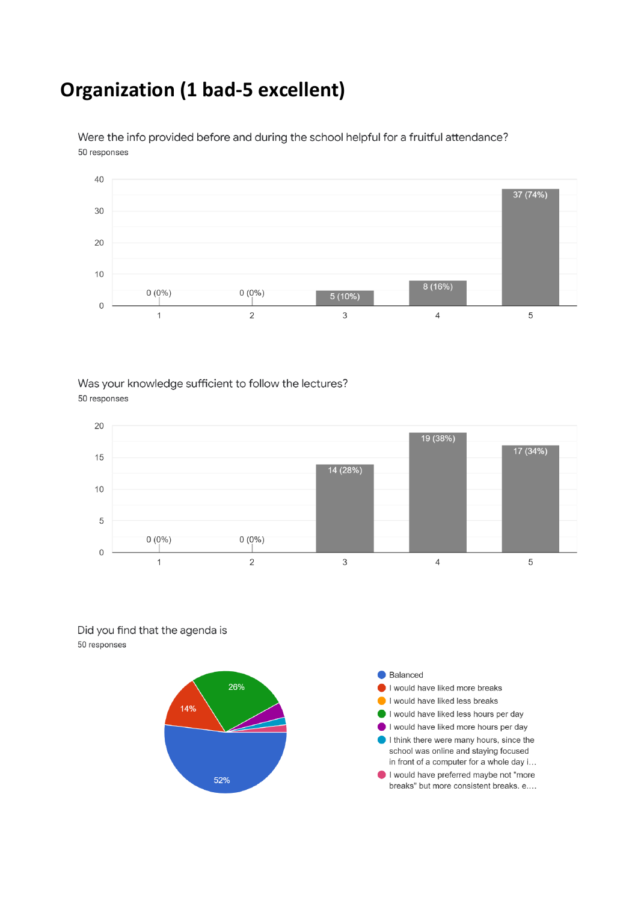# Organization (1 bad-5 excellent)

Were the info provided before and during the school helpful for a fruitful attendance?

50 responses

| Rating | Responses |
|---|---|
| 1 | 0 (0%) |
| 2 | 0 (0%) |
| 3 | 5 (10%) |
| 4 | 8 (16%) |
| 5 | 37 (74%) |

Was your knowledge sufficient to follow the lectures?

50 responses

| Rating | Responses |
|---|---|
| 1 | 0 (0%) |
| 2 | 0 (0%) |
| 3 | 14 (28%) |
| 4 | 19 (38%) |
| 5 | 17 (34%) |

Did you find that the agenda is

50 responses

| Answer | Percentage |
|---|---|
| Balanced | 52% |
| I would have liked more breaks | 14% |
| I would have liked less breaks | |
| I would have liked less hours per day | 26% |
| I would have liked more hours per day | |
| I think there were many hours, since the school was online and staying focused in front of a computer for a whole day i… | |
| I would have preferred maybe not "more breaks" but more consistent breaks. e.… | |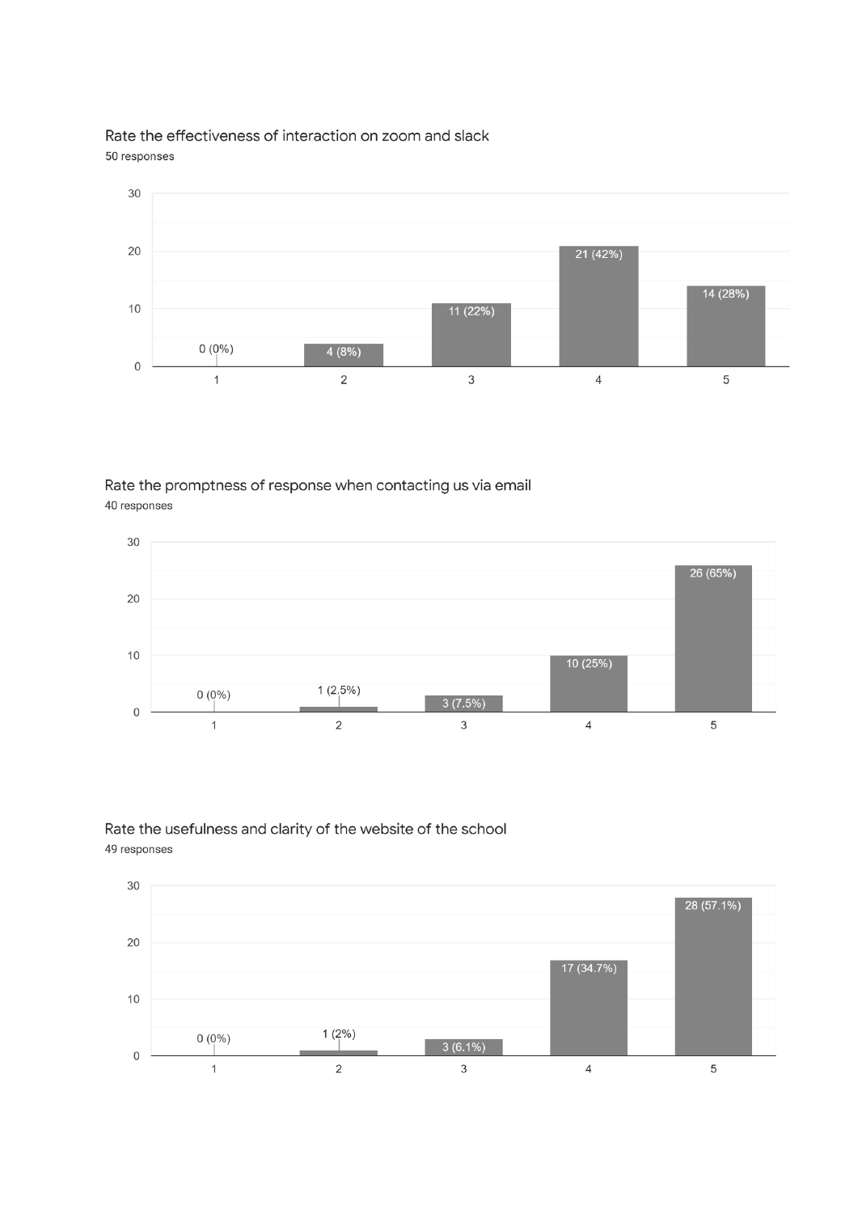### Rate the effectiveness of interaction on zoom and slack

50 responses

| Rating | Responses |
| --- | --- |
| 1 | 0 (0%) |
| 2 | 4 (8%) |
| 3 | 11 (22%) |
| 4 | 21 (42%) |
| 5 | 14 (28%) |

### Rate the promptness of response when contacting us via email

40 responses

| Rating | Responses |
| --- | --- |
| 1 | 0 (0%) |
| 2 | 1 (2.5%) |
| 3 | 3 (7.5%) |
| 4 | 10 (25%) |
| 5 | 26 (65%) |

### Rate the usefulness and clarity of the website of the school

49 responses

| Rating | Responses |
| --- | --- |
| 1 | 0 (0%) |
| 2 | 1 (2%) |
| 3 | 3 (6.1%) |
| 4 | 17 (34.7%) |
| 5 | 28 (57.1%) |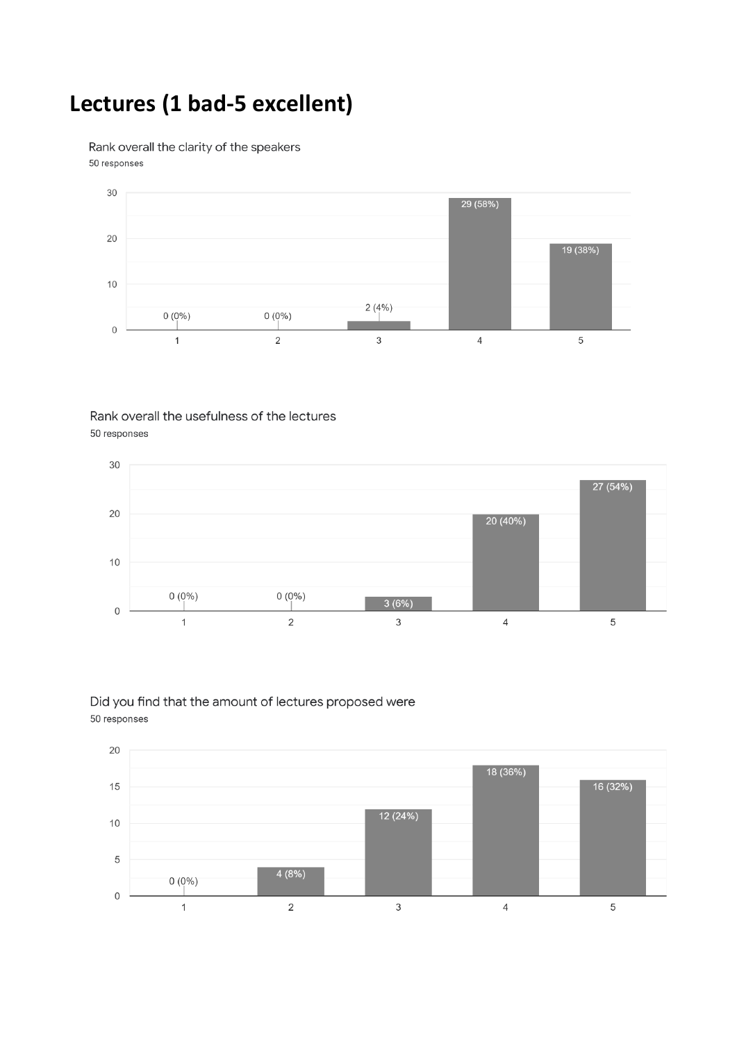# Lectures (1 bad-5 excellent)

Rank overall the clarity of the speakers

50 responses

| Rating | Responses |
|---|---|
| 1 | 0 (0%) |
| 2 | 0 (0%) |
| 3 | 2 (4%) |
| 4 | 29 (58%) |
| 5 | 19 (38%) |

Rank overall the usefulness of the lectures

50 responses

| Rating | Responses |
|---|---|
| 1 | 0 (0%) |
| 2 | 0 (0%) |
| 3 | 3 (6%) |
| 4 | 20 (40%) |
| 5 | 27 (54%) |

Did you find that the amount of lectures proposed were

50 responses

| Rating | Responses |
|---|---|
| 1 | 0 (0%) |
| 2 | 4 (8%) |
| 3 | 12 (24%) |
| 4 | 18 (36%) |
| 5 | 16 (32%) |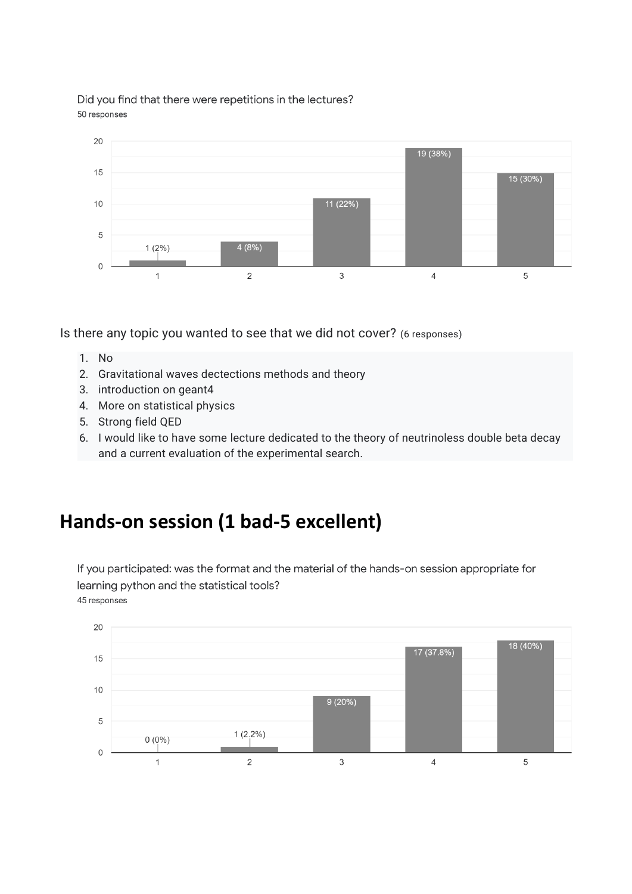Did you find that there were repetitions in the lectures?

50 responses

| Rating | Responses |
|---|---|
| 1 | 1 (2%) |
| 2 | 4 (8%) |
| 3 | 11 (22%) |
| 4 | 19 (38%) |
| 5 | 15 (30%) |

Is there any topic you wanted to see that we did not cover? (6 responses)

1. No
2. Gravitational waves dectections methods and theory
3. introduction on geant4
4. More on statistical physics
5. Strong field QED
6. I would like to have some lecture dedicated to the theory of neutrinoless double beta decay and a current evaluation of the experimental search.

# Hands-on session (1 bad-5 excellent)

If you participated: was the format and the material of the hands-on session appropriate for learning python and the statistical tools?

45 responses

| Rating | Responses |
|---|---|
| 1 | 0 (0%) |
| 2 | 1 (2.2%) |
| 3 | 9 (20%) |
| 4 | 17 (37.8%) |
| 5 | 18 (40%) |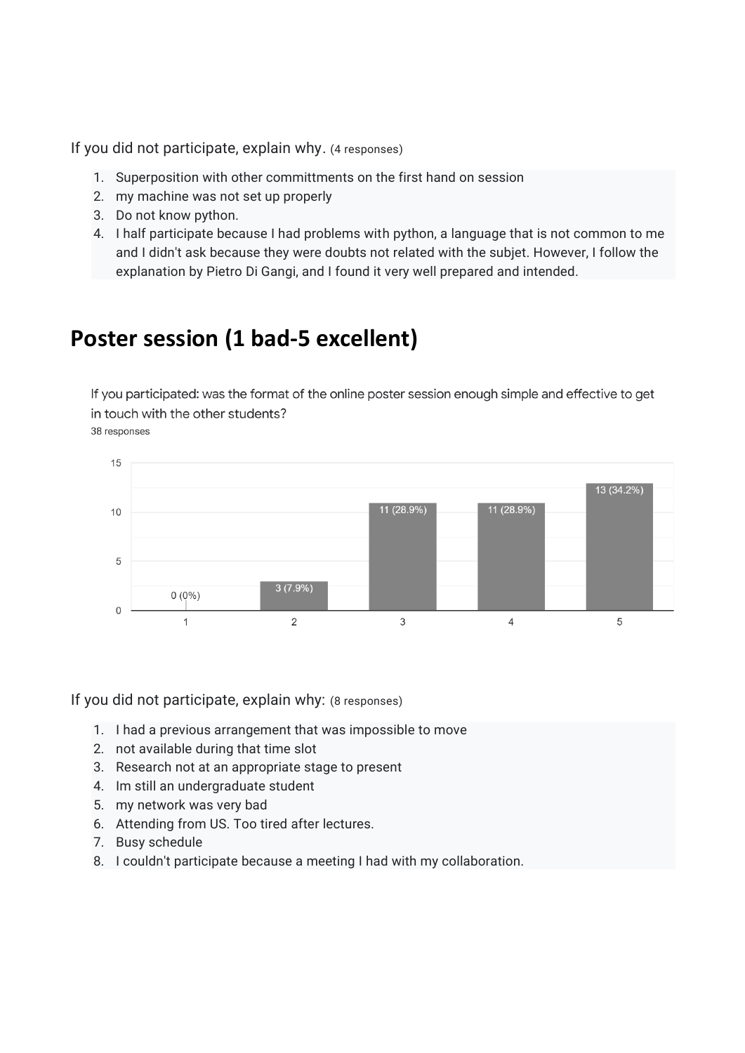If you did not participate, explain why. (4 responses)

1. Superposition with other committments on the first hand on session
2. my machine was not set up properly
3. Do not know python.
4. I half participate because I had problems with python, a language that is not common to me and I didn't ask because they were doubts not related with the subjet. However, I follow the explanation by Pietro Di Gangi, and I found it very well prepared and intended.

# Poster session (1 bad-5 excellent)

If you participated: was the format of the online poster session enough simple and effective to get in touch with the other students?

38 responses

| Rating | Responses |
| --- | --- |
| 1 | 0 (0%) |
| 2 | 3 (7.9%) |
| 3 | 11 (28.9%) |
| 4 | 11 (28.9%) |
| 5 | 13 (34.2%) |

If you did not participate, explain why: (8 responses)

1. I had a previous arrangement that was impossible to move
2. not available during that time slot
3. Research not at an appropriate stage to present
4. Im still an undergraduate student
5. my network was very bad
6. Attending from US. Too tired after lectures.
7. Busy schedule
8. I couldn't participate because a meeting I had with my collaboration.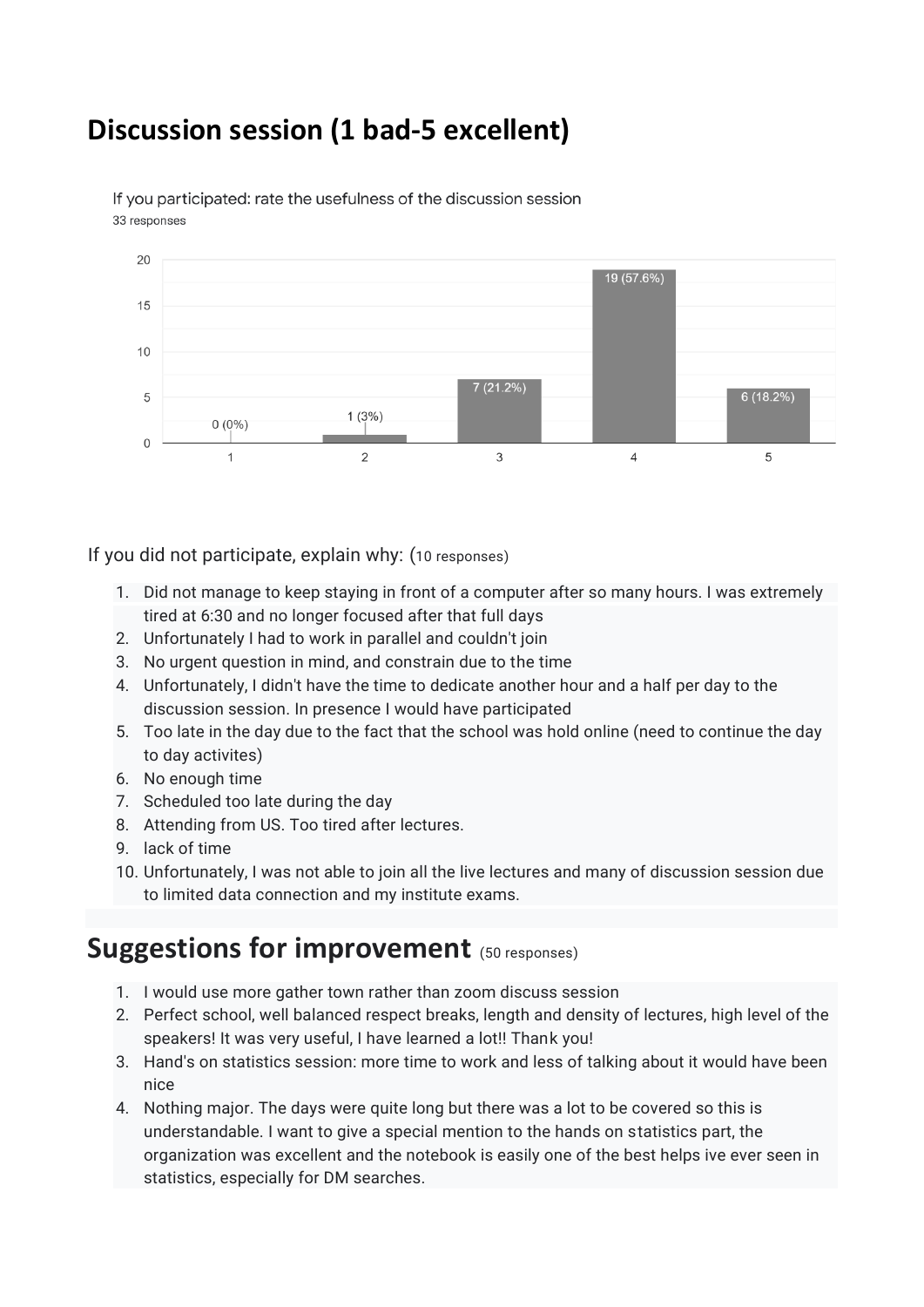# Discussion session (1 bad-5 excellent)

If you participated: rate the usefulness of the discussion session
33 responses

| Rating | Responses |
| --- | --- |
| 1 | 0 (0%) |
| 2 | 1 (3%) |
| 3 | 7 (21.2%) |
| 4 | 19 (57.6%) |
| 5 | 6 (18.2%) |

If you did not participate, explain why: (10 responses)

1. Did not manage to keep staying in front of a computer after so many hours. I was extremely tired at 6:30 and no longer focused after that full days
2. Unfortunately I had to work in parallel and couldn't join
3. No urgent question in mind, and constrain due to the time
4. Unfortunately, I didn't have the time to dedicate another hour and a half per day to the discussion session. In presence I would have participated
5. Too late in the day due to the fact that the school was hold online (need to continue the day to day activites)
6. No enough time
7. Scheduled too late during the day
8. Attending from US. Too tired after lectures.
9. lack of time
10. Unfortunately, I was not able to join all the live lectures and many of discussion session due to limited data connection and my institute exams.

# Suggestions for improvement (50 responses)

1. I would use more gather town rather than zoom discuss session
2. Perfect school, well balanced respect breaks, length and density of lectures, high level of the speakers! It was very useful, I have learned a lot!! Thank you!
3. Hand's on statistics session: more time to work and less of talking about it would have been nice
4. Nothing major. The days were quite long but there was a lot to be covered so this is understandable. I want to give a special mention to the hands on statistics part, the organization was excellent and the notebook is easily one of the best helps ive ever seen in statistics, especially for DM searches.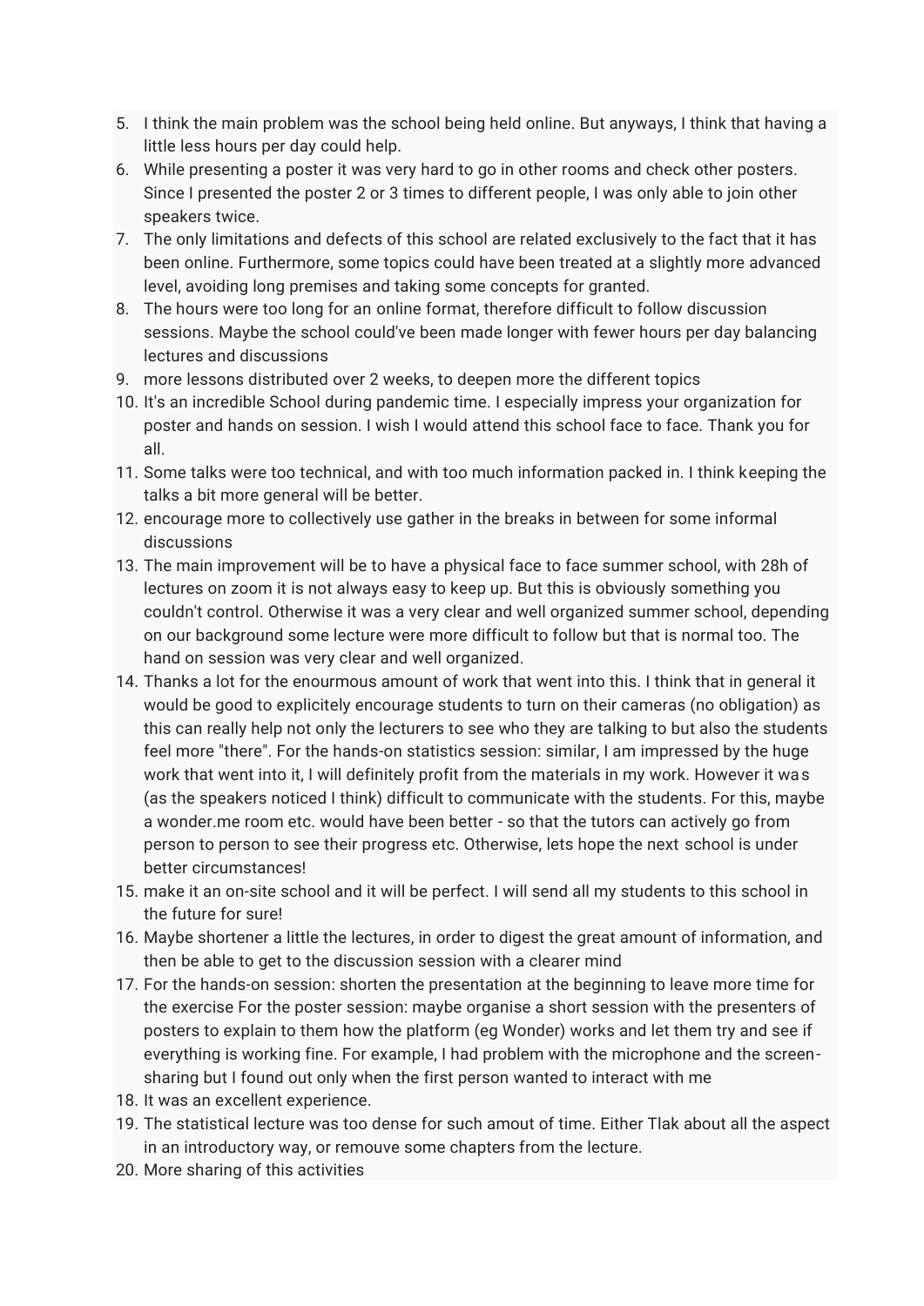5. I think the main problem was the school being held online. But anyways, I think that having a little less hours per day could help.
6. While presenting a poster it was very hard to go in other rooms and check other posters. Since I presented the poster 2 or 3 times to different people, I was only able to join other speakers twice.
7. The only limitations and defects of this school are related exclusively to the fact that it has been online. Furthermore, some topics could have been treated at a slightly more advanced level, avoiding long premises and taking some concepts for granted.
8. The hours were too long for an online format, therefore difficult to follow discussion sessions. Maybe the school could've been made longer with fewer hours per day balancing lectures and discussions
9. more lessons distributed over 2 weeks, to deepen more the different topics
10. It's an incredible School during pandemic time. I especially impress your organization for poster and hands on session. I wish I would attend this school face to face. Thank you for all.
11. Some talks were too technical, and with too much information packed in. I think keeping the talks a bit more general will be better.
12. encourage more to collectively use gather in the breaks in between for some informal discussions
13. The main improvement will be to have a physical face to face summer school, with 28h of lectures on zoom it is not always easy to keep up. But this is obviously something you couldn't control. Otherwise it was a very clear and well organized summer school, depending on our background some lecture were more difficult to follow but that is normal too. The hand on session was very clear and well organized.
14. Thanks a lot for the enourmous amount of work that went into this. I think that in general it would be good to explicitely encourage students to turn on their cameras (no obligation) as this can really help not only the lecturers to see who they are talking to but also the students feel more "there". For the hands-on statistics session: similar, I am impressed by the huge work that went into it, I will definitely profit from the materials in my work. However it was (as the speakers noticed I think) difficult to communicate with the students. For this, maybe a wonder.me room etc. would have been better - so that the tutors can actively go from person to person to see their progress etc. Otherwise, lets hope the next school is under better circumstances!
15. make it an on-site school and it will be perfect. I will send all my students to this school in the future for sure!
16. Maybe shortener a little the lectures, in order to digest the great amount of information, and then be able to get to the discussion session with a clearer mind
17. For the hands-on session: shorten the presentation at the beginning to leave more time for the exercise For the poster session: maybe organise a short session with the presenters of posters to explain to them how the platform (eg Wonder) works and let them try and see if everything is working fine. For example, I had problem with the microphone and the screen-sharing but I found out only when the first person wanted to interact with me
18. It was an excellent experience.
19. The statistical lecture was too dense for such amout of time. Either Tlak about all the aspect in an introductory way, or remouve some chapters from the lecture.
20. More sharing of this activities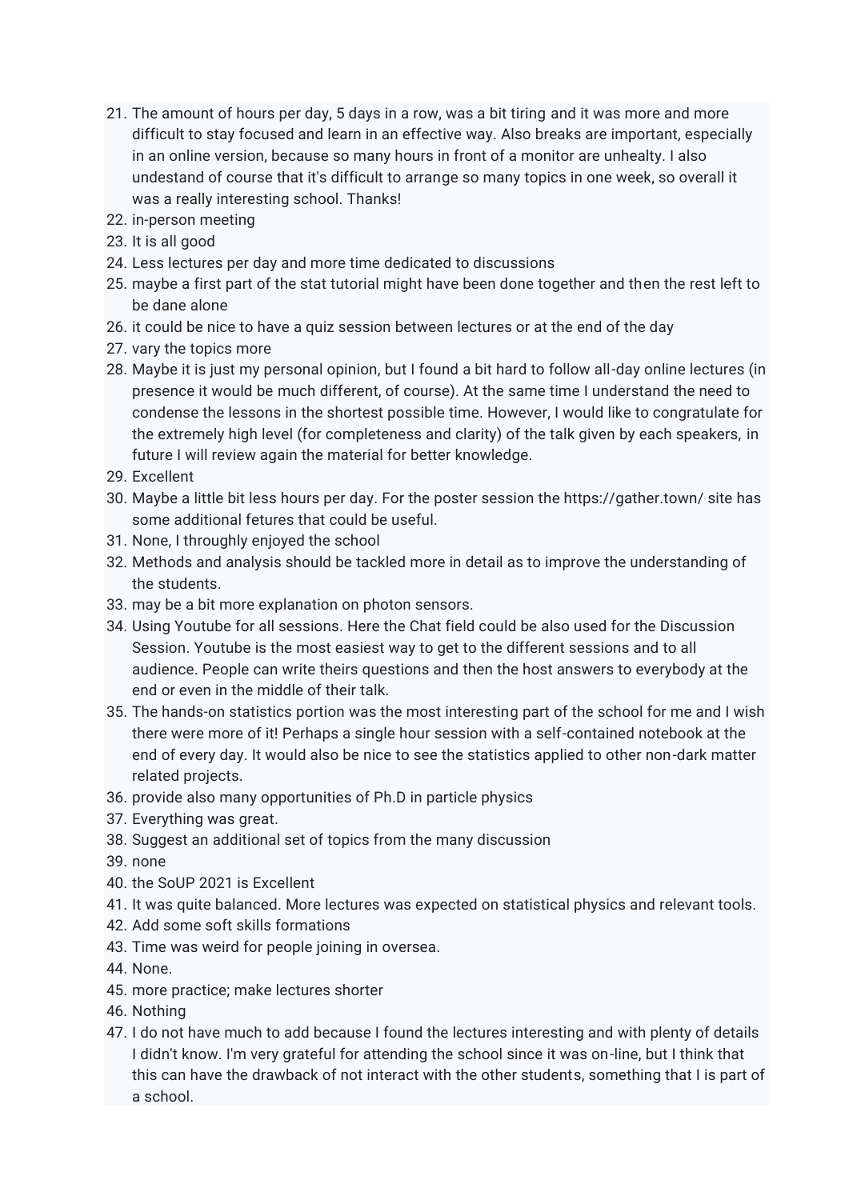21. The amount of hours per day, 5 days in a row, was a bit tiring and it was more and more difficult to stay focused and learn in an effective way. Also breaks are important, especially in an online version, because so many hours in front of a monitor are unhealty. I also undestand of course that it's difficult to arrange so many topics in one week, so overall it was a really interesting school. Thanks!
22. in-person meeting
23. It is all good
24. Less lectures per day and more time dedicated to discussions
25. maybe a first part of the stat tutorial might have been done together and then the rest left to be dane alone
26. it could be nice to have a quiz session between lectures or at the end of the day
27. vary the topics more
28. Maybe it is just my personal opinion, but I found a bit hard to follow all-day online lectures (in presence it would be much different, of course). At the same time I understand the need to condense the lessons in the shortest possible time. However, I would like to congratulate for the extremely high level (for completeness and clarity) of the talk given by each speakers, in future I will review again the material for better knowledge.
29. Excellent
30. Maybe a little bit less hours per day. For the poster session the https://gather.town/ site has some additional fetures that could be useful.
31. None, I throughly enjoyed the school
32. Methods and analysis should be tackled more in detail as to improve the understanding of the students.
33. may be a bit more explanation on photon sensors.
34. Using Youtube for all sessions. Here the Chat field could be also used for the Discussion Session. Youtube is the most easiest way to get to the different sessions and to all audience. People can write theirs questions and then the host answers to everybody at the end or even in the middle of their talk.
35. The hands-on statistics portion was the most interesting part of the school for me and I wish there were more of it! Perhaps a single hour session with a self-contained notebook at the end of every day. It would also be nice to see the statistics applied to other non-dark matter related projects.
36. provide also many opportunities of Ph.D in particle physics
37. Everything was great.
38. Suggest an additional set of topics from the many discussion
39. none
40. the SoUP 2021 is Excellent
41. It was quite balanced. More lectures was expected on statistical physics and relevant tools.
42. Add some soft skills formations
43. Time was weird for people joining in oversea.
44. None.
45. more practice; make lectures shorter
46. Nothing
47. I do not have much to add because I found the lectures interesting and with plenty of details I didn't know. I'm very grateful for attending the school since it was on-line, but I think that this can have the drawback of not interact with the other students, something that I is part of a school.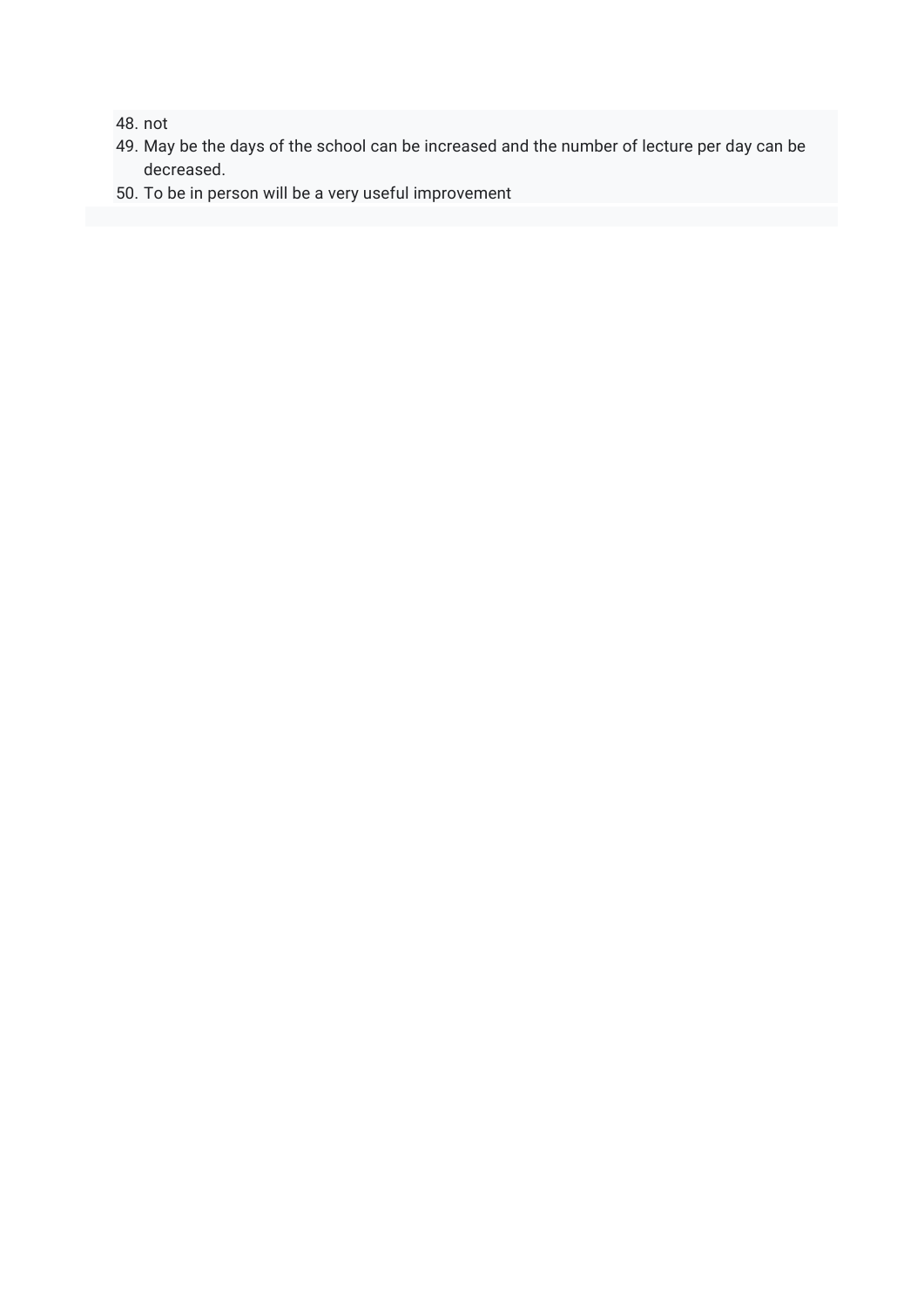48. not
49. May be the days of the school can be increased and the number of lecture per day can be decreased.
50. To be in person will be a very useful improvement